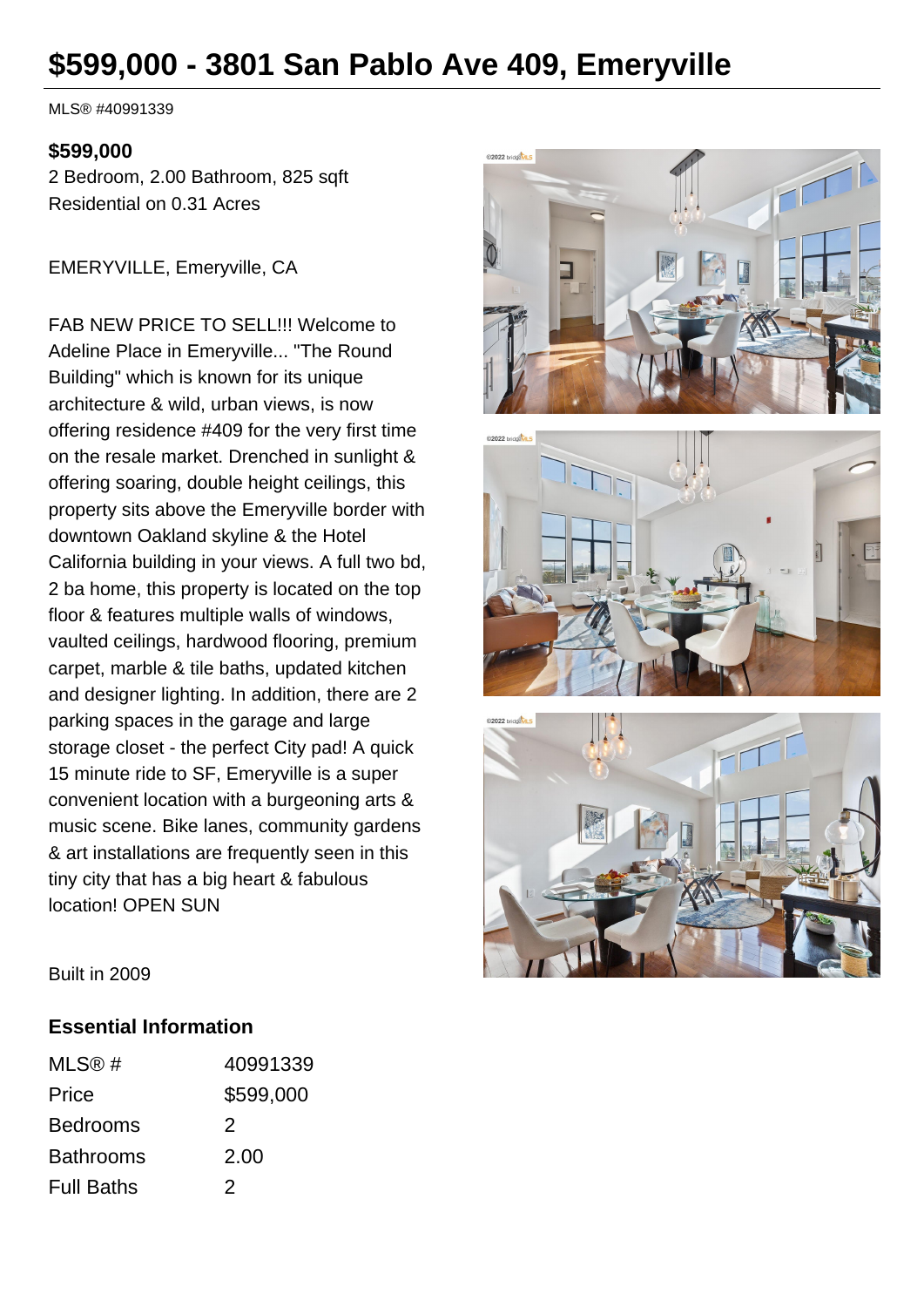# $599,000 - 3801 San Pablo Ave 409, Emeryville

MLS® #40991339

**$599,000**

2 Bedroom, 2.00 Bathroom, 825 sqft
Residential on 0.31 Acres

EMERYVILLE, Emeryville, CA

FAB NEW PRICE TO SELL!!! Welcome to Adeline Place in Emeryville... "The Round Building" which is known for its unique architecture & wild, urban views, is now offering residence #409 for the very first time on the resale market. Drenched in sunlight & offering soaring, double height ceilings, this property sits above the Emeryville border with downtown Oakland skyline & the Hotel California building in your views. A full two bd, 2 ba home, this property is located on the top floor & features multiple walls of windows, vaulted ceilings, hardwood flooring, premium carpet, marble & tile baths, updated kitchen and designer lighting. In addition, there are 2 parking spaces in the garage and large storage closet - the perfect City pad! A quick 15 minute ride to SF, Emeryville is a super convenient location with a burgeoning arts & music scene. Bike lanes, community gardens & art installations are frequently seen in this tiny city that has a big heart & fabulous location! OPEN SUN

Built in 2009

## Essential Information

| | |
|---|---|
| MLS® # | 40991339 |
| Price | $599,000 |
| Bedrooms | 2 |
| Bathrooms | 2.00 |
| Full Baths | 2 |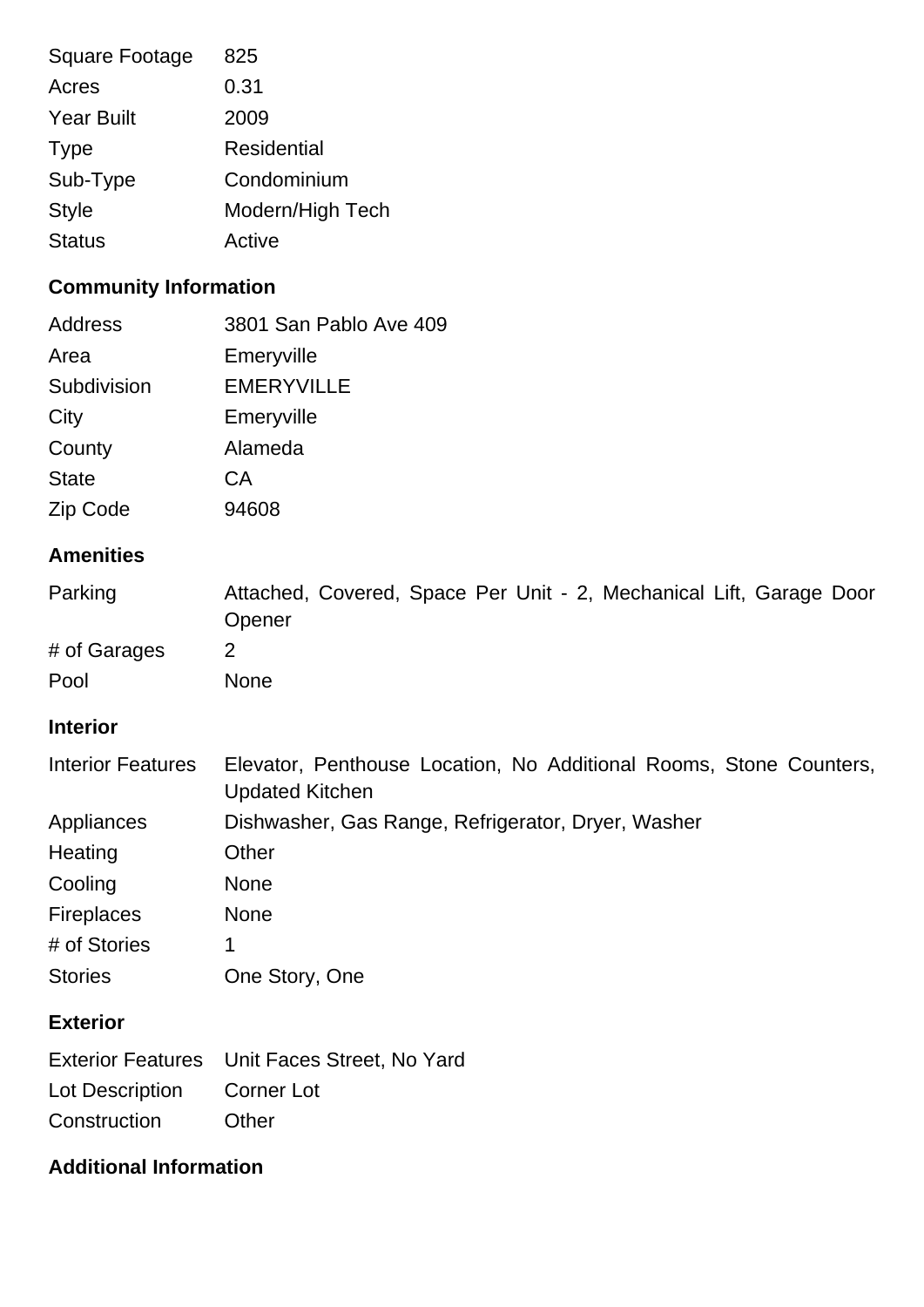| | |
|---|---|
| Square Footage | 825 |
| Acres | 0.31 |
| Year Built | 2009 |
| Type | Residential |
| Sub-Type | Condominium |
| Style | Modern/High Tech |
| Status | Active |

## Community Information

| | |
|---|---|
| Address | 3801 San Pablo Ave 409 |
| Area | Emeryville |
| Subdivision | EMERYVILLE |
| City | Emeryville |
| County | Alameda |
| State | CA |
| Zip Code | 94608 |

## Amenities

| | |
|---|---|
| Parking | Attached, Covered, Space Per Unit - 2, Mechanical Lift, Garage Door Opener |
| # of Garages | 2 |
| Pool | None |

## Interior

| | |
|---|---|
| Interior Features | Elevator, Penthouse Location, No Additional Rooms, Stone Counters, Updated Kitchen |
| Appliances | Dishwasher, Gas Range, Refrigerator, Dryer, Washer |
| Heating | Other |
| Cooling | None |
| Fireplaces | None |
| # of Stories | 1 |
| Stories | One Story, One |

## Exterior

| | |
|---|---|
| Exterior Features | Unit Faces Street, No Yard |
| Lot Description | Corner Lot |
| Construction | Other |

## Additional Information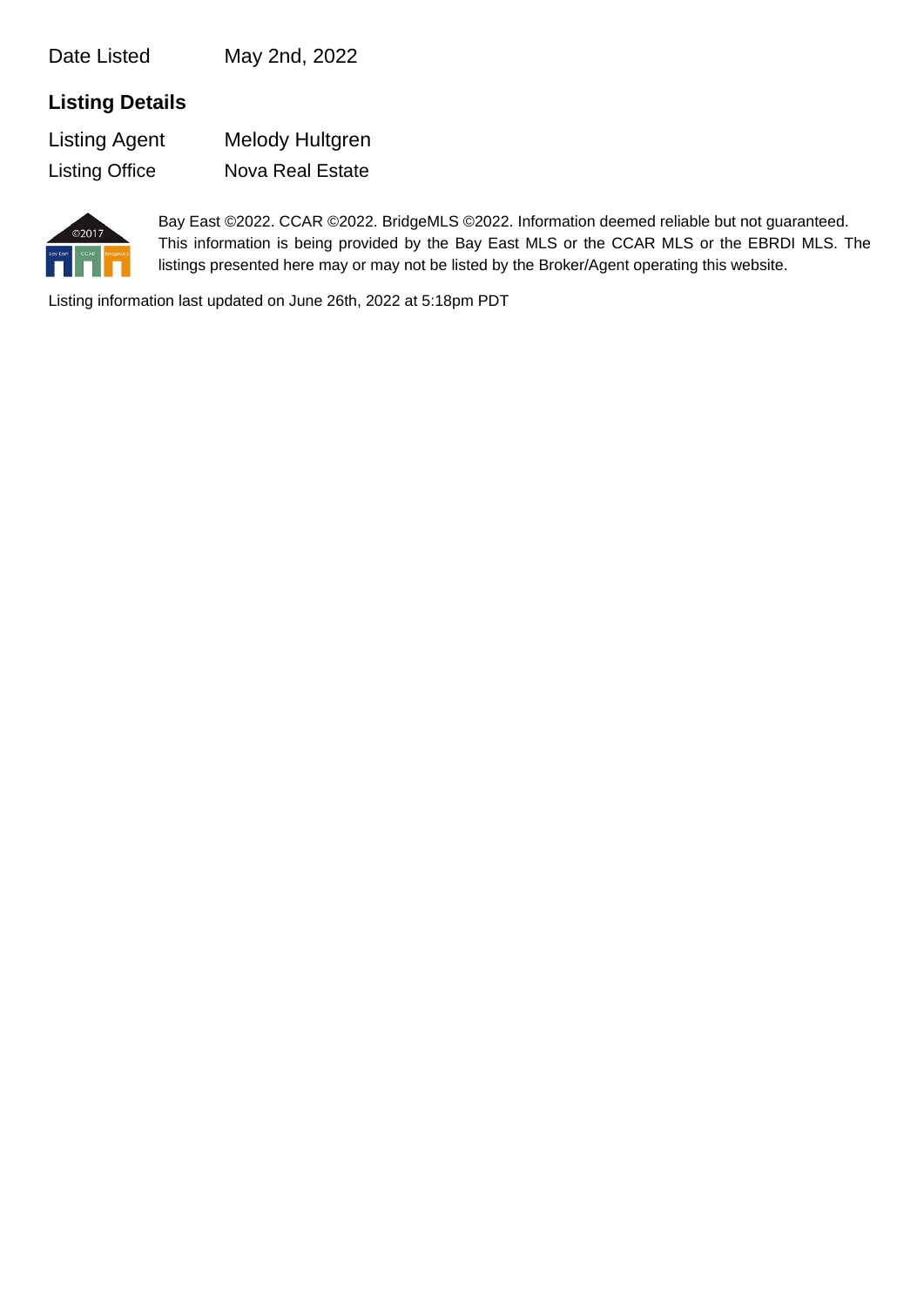| | |
|---|---|
| Date Listed | May 2nd, 2022 |

## Listing Details

| | |
|---|---|
| Listing Agent | Melody Hultgren |
| Listing Office | Nova Real Estate |

Bay East ©2022. CCAR ©2022. BridgeMLS ©2022. Information deemed reliable but not guaranteed. This information is being provided by the Bay East MLS or the CCAR MLS or the EBRDI MLS. The listings presented here may or may not be listed by the Broker/Agent operating this website.

Listing information last updated on June 26th, 2022 at 5:18pm PDT